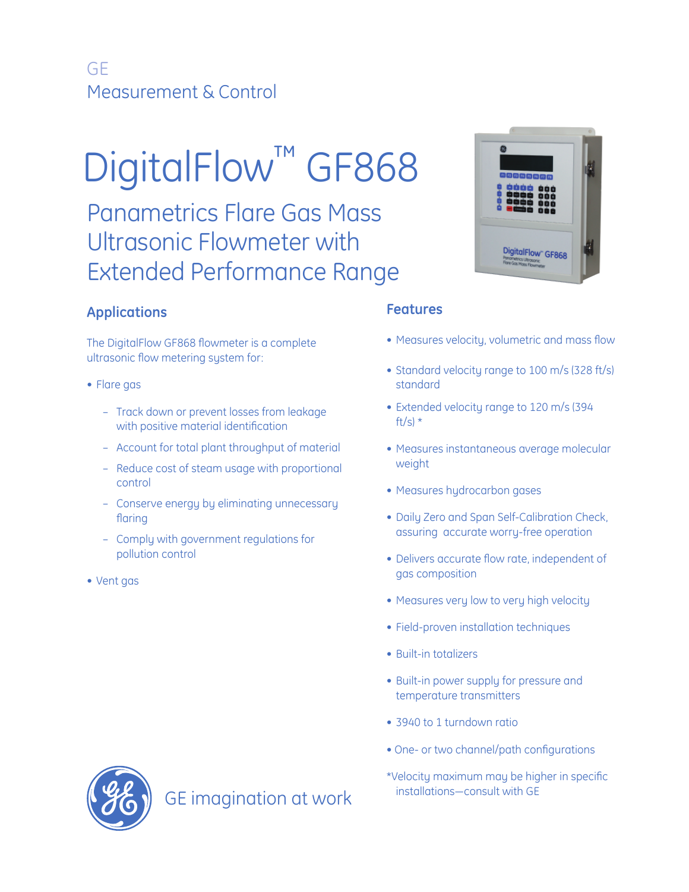GE
Measurement & Control

# DigitalFlow™ GF868

## Panametrics Flare Gas Mass Ultrasonic Flowmeter with Extended Performance Range

### Applications

The DigitalFlow GF868 flowmeter is a complete ultrasonic flow metering system for:

- Flare gas
  - Track down or prevent losses from leakage with positive material identification
  - Account for total plant throughput of material
  - Reduce cost of steam usage with proportional control
  - Conserve energy by eliminating unnecessary flaring
  - Comply with government regulations for pollution control
- Vent gas

### Features

- Measures velocity, volumetric and mass flow
- Standard velocity range to 100 m/s (328 ft/s) standard
- Extended velocity range to 120 m/s (394 ft/s) *
- Measures instantaneous average molecular weight
- Measures hydrocarbon gases
- Daily Zero and Span Self-Calibration Check, assuring accurate worry-free operation
- Delivers accurate flow rate, independent of gas composition
- Measures very low to very high velocity
- Field-proven installation techniques
- Built-in totalizers
- Built-in power supply for pressure and temperature transmitters
- 3940 to 1 turndown ratio
- One- or two channel/path configurations

*Velocity maximum may be higher in specific installations—consult with GE

GE imagination at work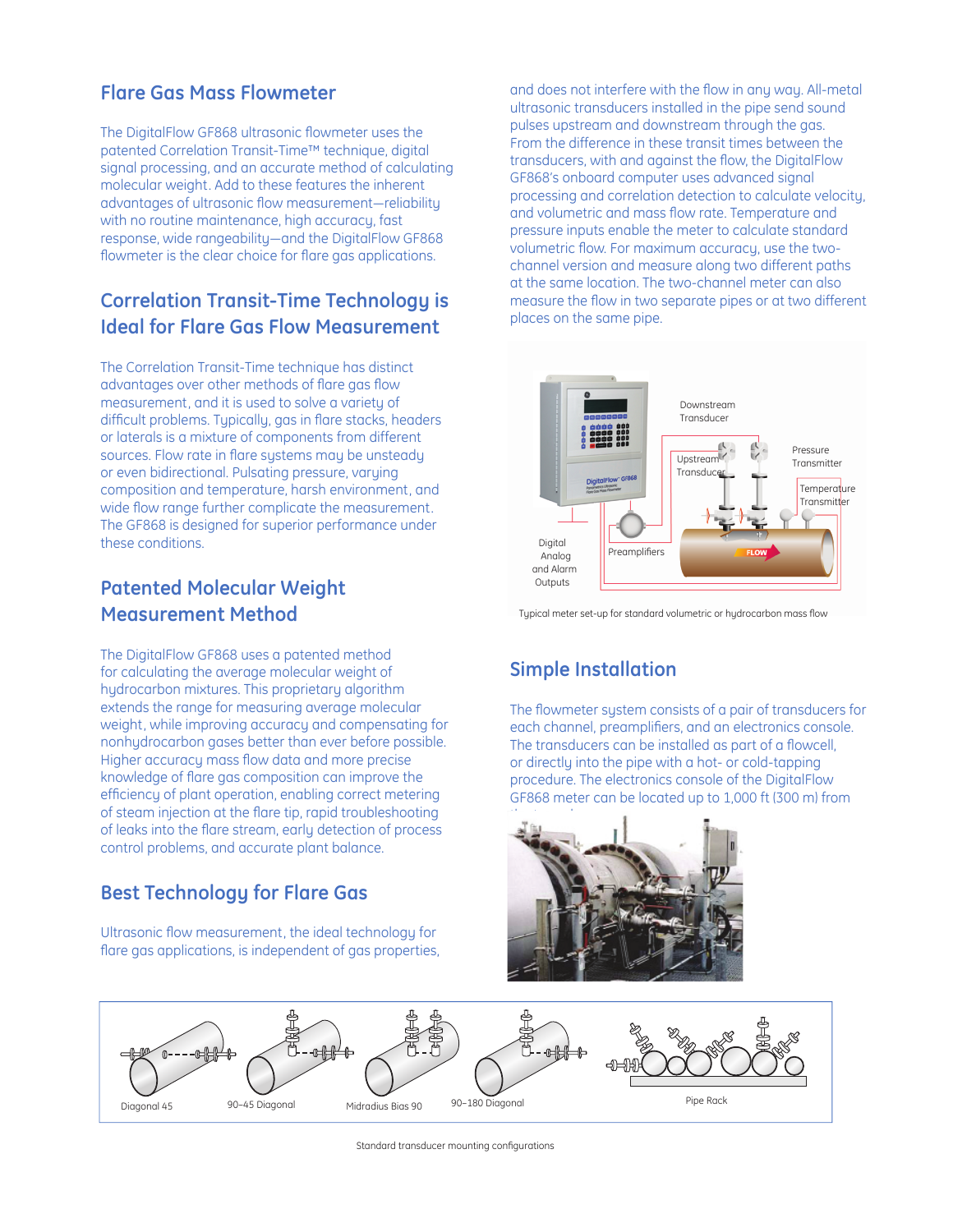## Flare Gas Mass Flowmeter

The DigitalFlow GF868 ultrasonic flowmeter uses the patented Correlation Transit-Time™ technique, digital signal processing, and an accurate method of calculating molecular weight. Add to these features the inherent advantages of ultrasonic flow measurement—reliability with no routine maintenance, high accuracy, fast response, wide rangeability—and the DigitalFlow GF868 flowmeter is the clear choice for flare gas applications.

## Correlation Transit-Time Technology is Ideal for Flare Gas Flow Measurement

The Correlation Transit-Time technique has distinct advantages over other methods of flare gas flow measurement, and it is used to solve a variety of difficult problems. Typically, gas in flare stacks, headers or laterals is a mixture of components from different sources. Flow rate in flare systems may be unsteady or even bidirectional. Pulsating pressure, varying composition and temperature, harsh environment, and wide flow range further complicate the measurement. The GF868 is designed for superior performance under these conditions.

## Patented Molecular Weight Measurement Method

The DigitalFlow GF868 uses a patented method for calculating the average molecular weight of hydrocarbon mixtures. This proprietary algorithm extends the range for measuring average molecular weight, while improving accuracy and compensating for nonhydrocarbon gases better than ever before possible. Higher accuracy mass flow data and more precise knowledge of flare gas composition can improve the efficiency of plant operation, enabling correct metering of steam injection at the flare tip, rapid troubleshooting of leaks into the flare stream, early detection of process control problems, and accurate plant balance.

## Best Technology for Flare Gas

Ultrasonic flow measurement, the ideal technology for flare gas applications, is independent of gas properties, and does not interfere with the flow in any way. All-metal ultrasonic transducers installed in the pipe send sound pulses upstream and downstream through the gas. From the difference in these transit times between the transducers, with and against the flow, the DigitalFlow GF868's onboard computer uses advanced signal processing and correlation detection to calculate velocity, and volumetric and mass flow rate. Temperature and pressure inputs enable the meter to calculate standard volumetric flow. For maximum accuracy, use the two-channel version and measure along two different paths at the same location. The two-channel meter can also measure the flow in two separate pipes or at two different places on the same pipe.

Typical meter set-up for standard volumetric or hydrocarbon mass flow

## Simple Installation

The flowmeter system consists of a pair of transducers for each channel, preamplifiers, and an electronics console. The transducers can be installed as part of a flowcell, or directly into the pipe with a hot- or cold-tapping procedure. The electronics console of the DigitalFlow GF868 meter can be located up to 1,000 ft (300 m) from

Standard transducer mounting configurations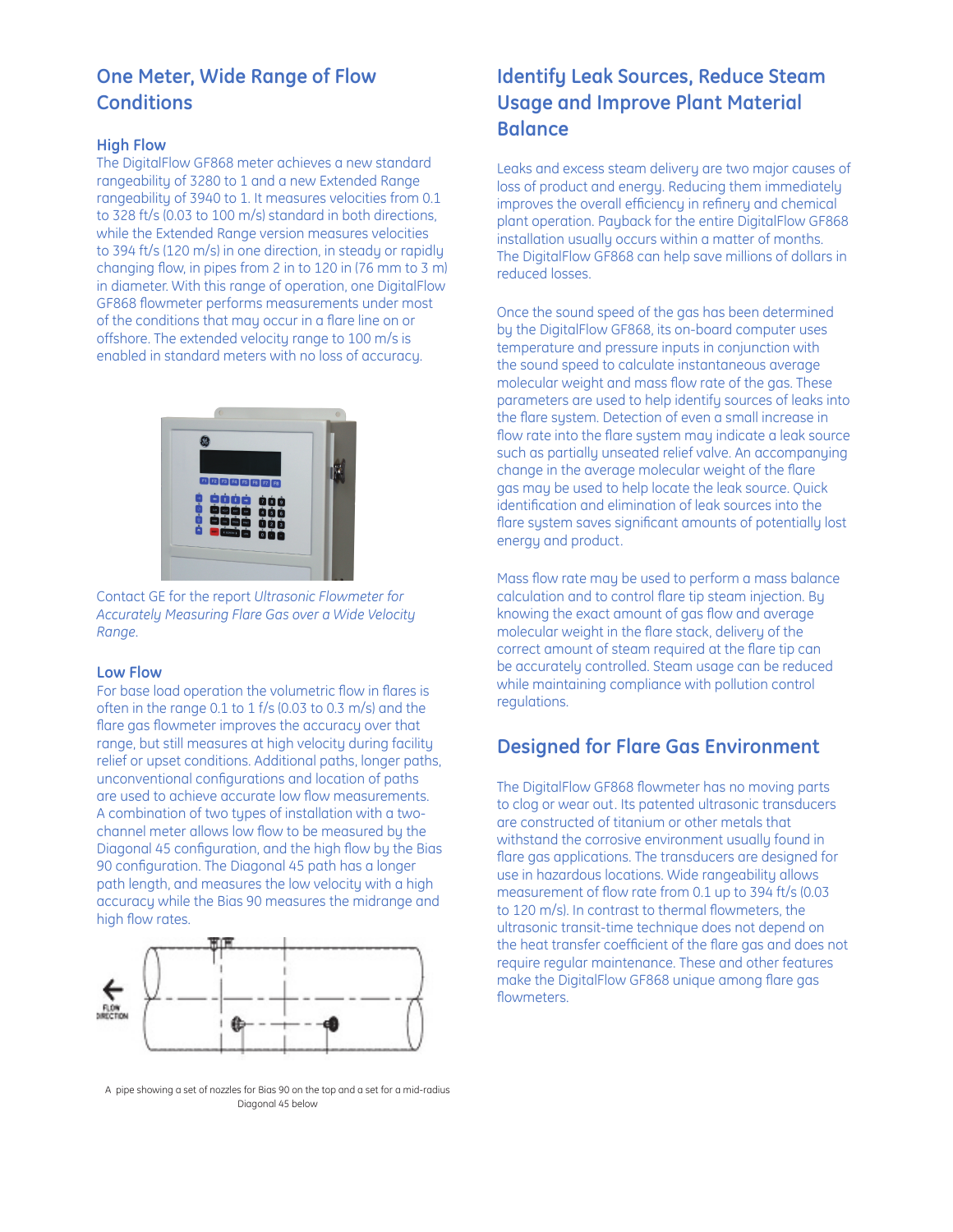## One Meter, Wide Range of Flow Conditions

### High Flow

The DigitalFlow GF868 meter achieves a new standard rangeability of 3280 to 1 and a new Extended Range rangeability of 3940 to 1. It measures velocities from 0.1 to 328 ft/s (0.03 to 100 m/s) standard in both directions, while the Extended Range version measures velocities to 394 ft/s (120 m/s) in one direction, in steady or rapidly changing flow, in pipes from 2 in to 120 in (76 mm to 3 m) in diameter. With this range of operation, one DigitalFlow GF868 flowmeter performs measurements under most of the conditions that may occur in a flare line on or offshore. The extended velocity range to 100 m/s is enabled in standard meters with no loss of accuracy.

Contact GE for the report *Ultrasonic Flowmeter for Accurately Measuring Flare Gas over a Wide Velocity Range*.

### Low Flow

For base load operation the volumetric flow in flares is often in the range 0.1 to 1 f/s (0.03 to 0.3 m/s) and the flare gas flowmeter improves the accuracy over that range, but still measures at high velocity during facility relief or upset conditions. Additional paths, longer paths, unconventional configurations and location of paths are used to achieve accurate low flow measurements. A combination of two types of installation with a two-channel meter allows low flow to be measured by the Diagonal 45 configuration, and the high flow by the Bias 90 configuration. The Diagonal 45 path has a longer path length, and measures the low velocity with a high accuracy while the Bias 90 measures the midrange and high flow rates.

FLOW DIRECTION

A pipe showing a set of nozzles for Bias 90 on the top and a set for a mid-radius Diagonal 45 below

## Identify Leak Sources, Reduce Steam Usage and Improve Plant Material Balance

Leaks and excess steam delivery are two major causes of loss of product and energy. Reducing them immediately improves the overall efficiency in refinery and chemical plant operation. Payback for the entire DigitalFlow GF868 installation usually occurs within a matter of months. The DigitalFlow GF868 can help save millions of dollars in reduced losses.

Once the sound speed of the gas has been determined by the DigitalFlow GF868, its on-board computer uses temperature and pressure inputs in conjunction with the sound speed to calculate instantaneous average molecular weight and mass flow rate of the gas. These parameters are used to help identify sources of leaks into the flare system. Detection of even a small increase in flow rate into the flare system may indicate a leak source such as partially unseated relief valve. An accompanying change in the average molecular weight of the flare gas may be used to help locate the leak source. Quick identification and elimination of leak sources into the flare system saves significant amounts of potentially lost energy and product.

Mass flow rate may be used to perform a mass balance calculation and to control flare tip steam injection. By knowing the exact amount of gas flow and average molecular weight in the flare stack, delivery of the correct amount of steam required at the flare tip can be accurately controlled. Steam usage can be reduced while maintaining compliance with pollution control regulations.

## Designed for Flare Gas Environment

The DigitalFlow GF868 has no moving parts to clog or wear out. Its patented ultrasonic transducers are constructed of titanium or other metals that withstand the corrosive environment usually found in flare gas applications. The transducers are designed for use in hazardous locations. Wide rangeability allows measurement of flow rate from 0.1 up to 394 ft/s (0.03 to 120 m/s). In contrast to thermal flowmeters, the ultrasonic transit-time technique does not depend on the heat transfer coefficient of the flare gas and does not require regular maintenance. These and other features make the DigitalFlow GF868 unique among flare gas flowmeters.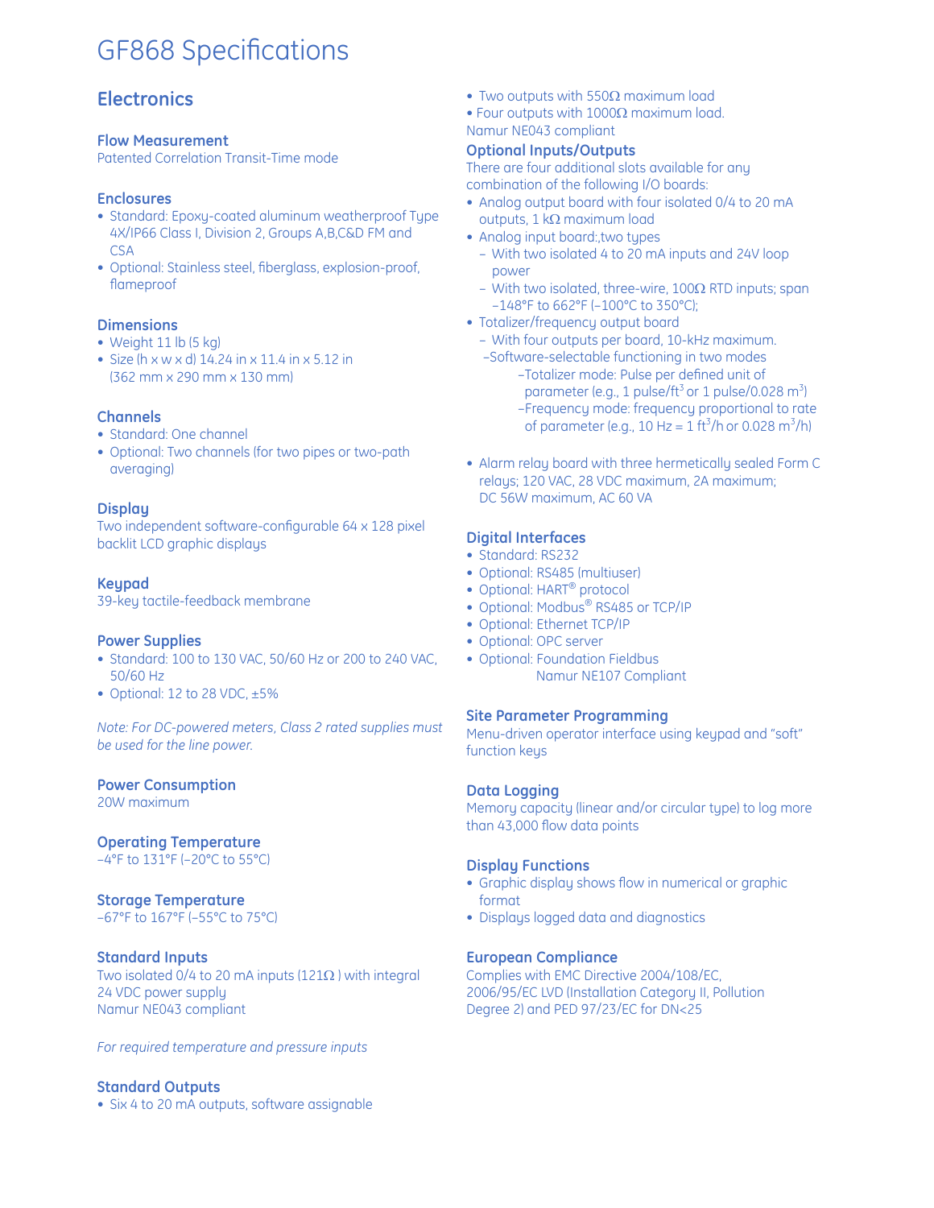# GF868 Specifications

## Electronics

### Flow Measurement

Patented Correlation Transit-Time mode

### Enclosures

- Standard: Epoxy-coated aluminum weatherproof Type 4X/IP66 Class I, Division 2, Groups A,B,C&D FM and CSA
- Optional: Stainless steel, fiberglass, explosion-proof, flameproof

### Dimensions

- Weight 11 lb (5 kg)
- Size (h x w x d) 14.24 in x 11.4 in x 5.12 in (362 mm x 290 mm x 130 mm)

### Channels

- Standard: One channel
- Optional: Two channels (for two pipes or two-path averaging)

### Display

Two independent software-configurable 64 x 128 pixel backlit LCD graphic displays

### Keypad

39-key tactile-feedback membrane

### Power Supplies

- Standard: 100 to 130 VAC, 50/60 Hz or 200 to 240 VAC, 50/60 Hz
- Optional: 12 to 28 VDC, ±5%

*Note: For DC-powered meters, Class 2 rated supplies must be used for the line power.*

### Power Consumption

20W maximum

### Operating Temperature

–4°F to 131°F (–20°C to 55°C)

### Storage Temperature

–67°F to 167°F (–55°C to 75°C)

### Standard Inputs

Two isolated 0/4 to 20 mA inputs (121Ω ) with integral 24 VDC power supply
Namur NE043 compliant

*For required temperature and pressure inputs*

### Standard Outputs

- Six 4 to 20 mA outputs, software assignable
- Two outputs with 550Ω maximum load
- Four outputs with 1000Ω maximum load.

Namur NE043 compliant

### Optional Inputs/Outputs

There are four additional slots available for any combination of the following I/O boards:

- Analog output board with four isolated 0/4 to 20 mA outputs, 1 kΩ maximum load
- Analog input board:,two types
  - With two isolated 4 to 20 mA inputs and 24V loop power
  - With two isolated, three-wire, 100Ω RTD inputs; span –148°F to 662°F (–100°C to 350°C);
- Totalizer/frequency output board
  - With four outputs per board, 10-kHz maximum.
  - Software-selectable functioning in two modes
    - Totalizer mode: Pulse per defined unit of parameter (e.g., 1 pulse/ft$^3$ or 1 pulse/0.028 m$^3$)
    - Frequency mode: frequency proportional to rate of parameter (e.g., 10 Hz = 1 ft$^3$/h or 0.028 m$^3$/h)
- Alarm relay board with three hermetically sealed Form C relays; 120 VAC, 28 VDC maximum, 2A maximum; DC 56W maximum, AC 60 VA

### Digital Interfaces

- Standard: RS232
- Optional: RS485 (multiuser)
- Optional: HART® protocol
- Optional: Modbus® RS485 or TCP/IP
- Optional: Ethernet TCP/IP
- Optional: OPC server
- Optional: Foundation Fieldbus
  Namur NE107 Compliant

### Site Parameter Programming

Menu-driven operator interface using keypad and “soft” function keys

### Data Logging

Memory capacity (linear and/or circular type) to log more than 43,000 flow data points

### Display Functions

- Graphic display shows flow in numerical or graphic format
- Displays logged data and diagnostics

### European Compliance

Complies with EMC Directive 2004/108/EC, 2006/95/EC LVD (Installation Category II, Pollution Degree 2) and PED 97/23/EC for DN<25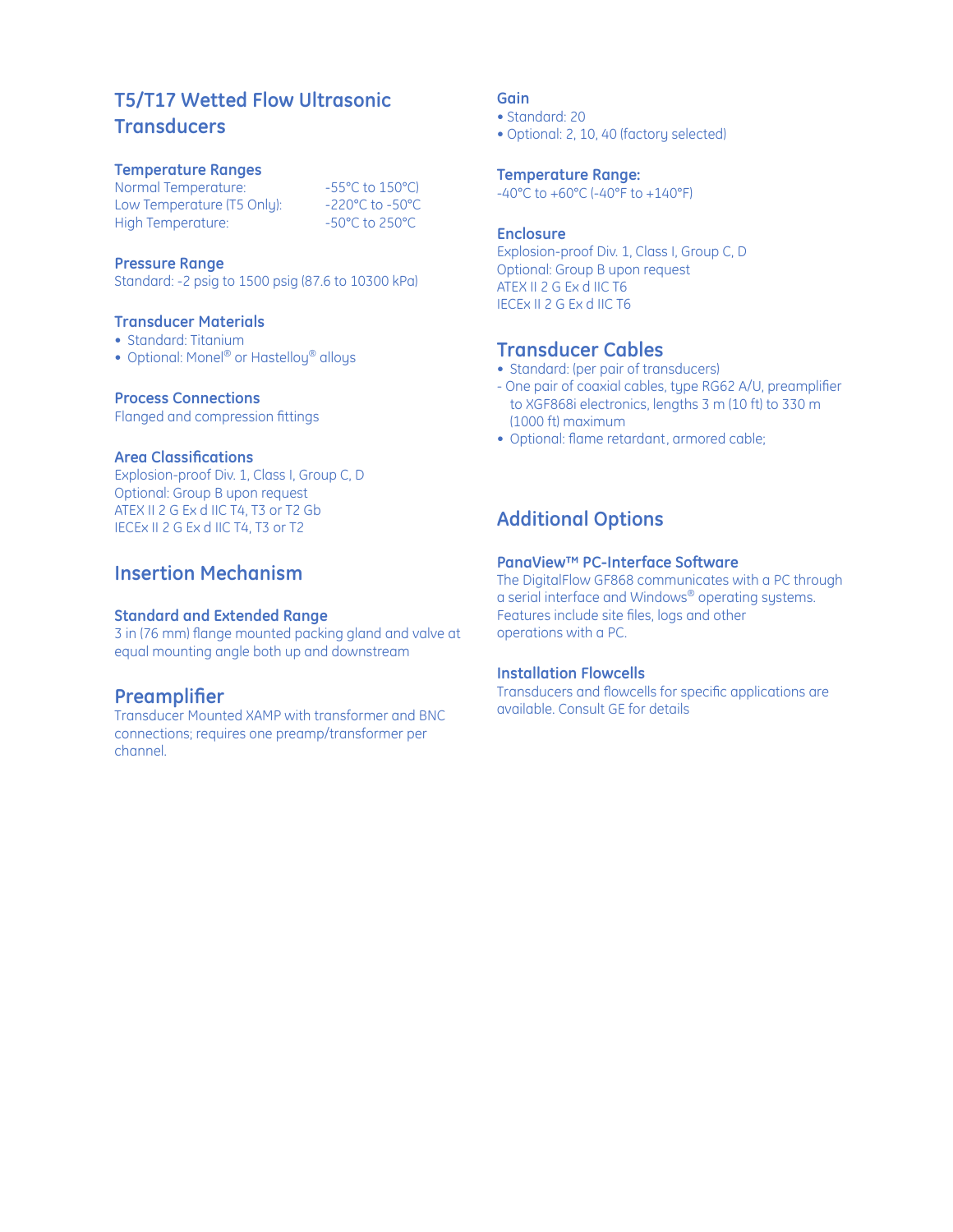## T5/T17 Wetted Flow Ultrasonic Transducers

### Temperature Ranges

Normal Temperature: -55°C to 150°C)
Low Temperature (T5 Only): -220°C to -50°C
High Temperature: -50°C to 250°C

### Pressure Range

Standard: -2 psig to 1500 psig (87.6 to 10300 kPa)

### Transducer Materials

- Standard: Titanium
- Optional: Monel® or Hastelloy® alloys

### Process Connections

Flanged and compression fittings

### Area Classifications

Explosion-proof Div. 1, Class I, Group C, D
Optional: Group B upon request
ATEX II 2 G Ex d IIC T4, T3 or T2 Gb
IECEx II 2 G Ex d IIC T4, T3 or T2

## Insertion Mechanism

### Standard and Extended Range

3 in (76 mm) flange mounted packing gland and valve at equal mounting angle both up and downstream

## Preamplifier

Transducer Mounted XAMP with transformer and BNC connections; requires one preamp/transformer per channel.

### Gain

- Standard: 20
- Optional: 2, 10, 40 (factory selected)

### Temperature Range:

-40°C to +60°C (-40°F to +140°F)

### Enclosure

Explosion-proof Div. 1, Class I, Group C, D
Optional: Group B upon request
ATEX II 2 G Ex d IIC T6
IECEx II 2 G Ex d IIC T6

## Transducer Cables

- Standard: (per pair of transducers)
  - One pair of coaxial cables, type RG62 A/U, preamplifier to XGF868i electronics, lengths 3 m (10 ft) to 330 m (1000 ft) maximum
- Optional: flame retardant, armored cable;

## Additional Options

### PanaView™ PC-Interface Software

The DigitalFlow GF868 communicates with a PC through a serial interface and Windows® operating systems. Features include site files, logs and other operations with a PC.

### Installation Flowcells

Transducers and flowcells for specific applications are available. Consult GE for details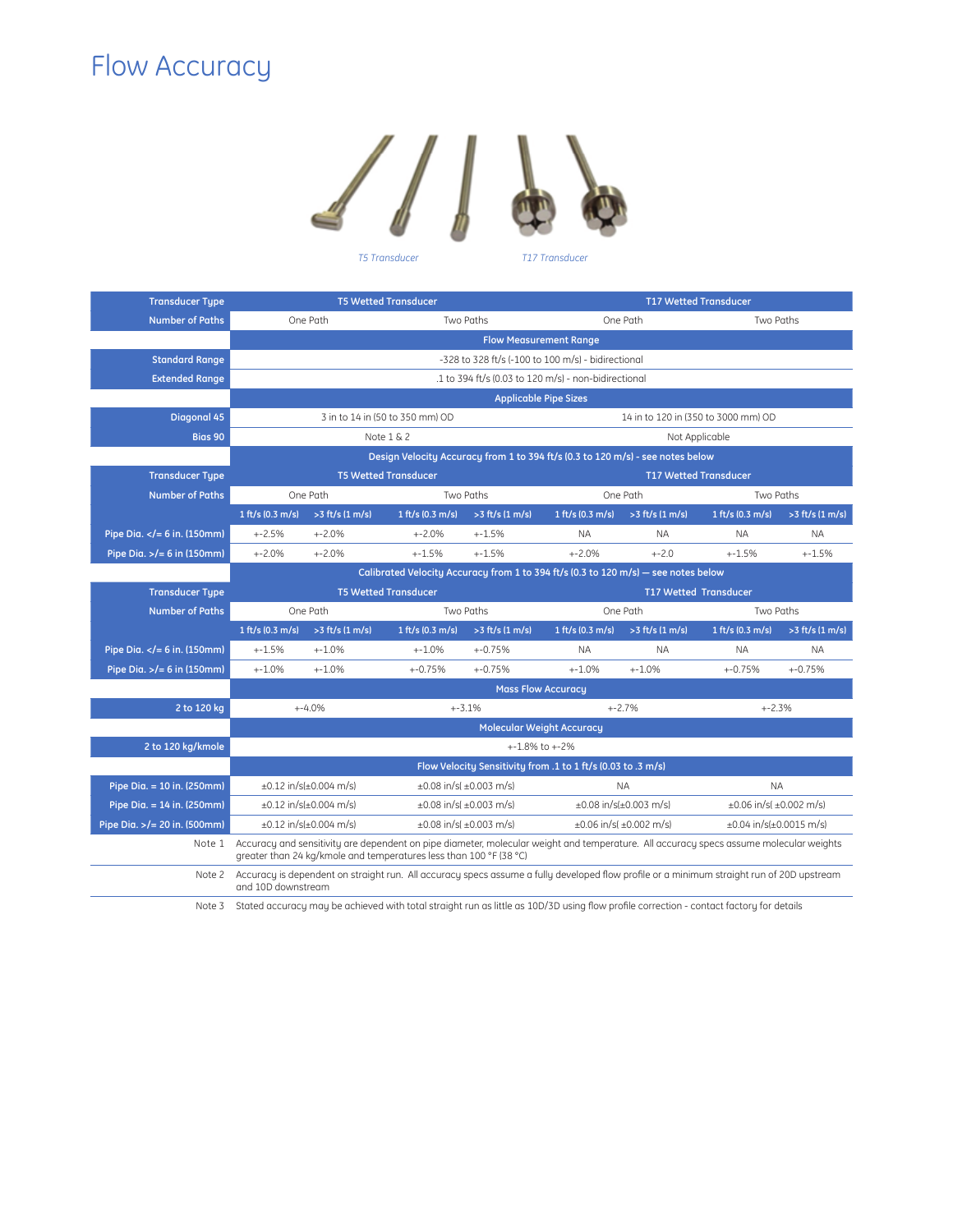# Flow Accuracy

*T5 Transducer* *T17 Transducer*

| Transducer Type | T5 Wetted Transducer | | | | T17 Wetted Transducer | | | |
|---|---|---|---|---|---|---|---|---|
| Number of Paths | One Path | | Two Paths | | One Path | | Two Paths | |
| | **Flow Measurement Range** | | | | | | | |
| Standard Range | -328 to 328 ft/s (-100 to 100 m/s) - bidirectional | | | | | | | |
| Extended Range | .1 to 394 ft/s (0.03 to 120 m/s) - non-bidirectional | | | | | | | |
| | **Applicable Pipe Sizes** | | | | | | | |
| Diagonal 45 | 3 in to 14 in (50 to 350 mm) OD | | | | 14 in to 120 in (350 to 3000 mm) OD | | | |
| Bias 90 | Note 1 & 2 | | | | Not Applicable | | | |
| | **Design Velocity Accuracy from 1 to 394 ft/s (0.3 to 120 m/s) - see notes below** | | | | | | | |
| Transducer Type | T5 Wetted Transducer | | | | T17 Wetted Transducer | | | |
| Number of Paths | One Path | | Two Paths | | One Path | | Two Paths | |
| | 1 ft/s (0.3 m/s) | >3 ft/s (1 m/s) | 1 ft/s (0.3 m/s) | >3 ft/s (1 m/s) | 1 ft/s (0.3 m/s) | >3 ft/s (1 m/s) | 1 ft/s (0.3 m/s) | >3 ft/s (1 m/s) |
| Pipe Dia. </= 6 in. (150mm) | +-2.5% | +-2.0% | +-2.0% | +-1.5% | NA | NA | NA | NA |
| Pipe Dia. >/= 6 in (150mm) | +-2.0% | +-2.0% | +-1.5% | +-1.5% | +-2.0% | +-2.0 | +-1.5% | +-1.5% |
| | **Calibrated Velocity Accuracy from 1 to 394 ft/s (0.3 to 120 m/s) — see notes below** | | | | | | | |
| Transducer Type | T5 Wetted Transducer | | | | T17 Wetted Transducer | | | |
| Number of Paths | One Path | | Two Paths | | One Path | | Two Paths | |
| | 1 ft/s (0.3 m/s) | >3 ft/s (1 m/s) | 1 ft/s (0.3 m/s) | >3 ft/s (1 m/s) | 1 ft/s (0.3 m/s) | >3 ft/s (1 m/s) | 1 ft/s (0.3 m/s) | >3 ft/s (1 m/s) |
| Pipe Dia. </= 6 in. (150mm) | +-1.5% | +-1.0% | +-1.0% | +-0.75% | NA | NA | NA | NA |
| Pipe Dia. >/= 6 in (150mm) | +-1.0% | +-1.0% | +-0.75% | +-0.75% | +-1.0% | +-1.0% | +-0.75% | +-0.75% |
| | **Mass Flow Accuracy** | | | | | | | |
| 2 to 120 kg | +-4.0% | | +-3.1% | | +-2.7% | | +-2.3% | |
| | **Molecular Weight Accuracy** | | | | | | | |
| 2 to 120 kg/kmole | +-1.8% to +-2% | | | | | | | |
| | **Flow Velocity Sensitivity from .1 to 1 ft/s (0.03 to .3 m/s)** | | | | | | | |
| Pipe Dia. = 10 in. (250mm) | ±0.12 in/s(±0.004 m/s) | | ±0.08 in/s( ±0.003 m/s) | | NA | | NA | |
| Pipe Dia. = 14 in. (250mm) | ±0.12 in/s(±0.004 m/s) | | ±0.08 in/s( ±0.003 m/s) | | ±0.08 in/s(±0.003 m/s) | | ±0.06 in/s( ±0.002 m/s) | |
| Pipe Dia. >/= 20 in. (500mm) | ±0.12 in/s(±0.004 m/s) | | ±0.08 in/s( ±0.003 m/s) | | ±0.06 in/s( ±0.002 m/s) | | ±0.04 in/s(±0.0015 m/s) | |

Note 1 Accuracy and sensitivity are dependent on pipe diameter, molecular weight and temperature. All accuracy specs assume molecular weights greater than 24 kg/kmole and temperatures less than 100 °F (38 °C)

Note 2 Accuracy is dependent on straight run. All accuracy specs assume a fully developed flow profile or a minimum straight run of 20D upstream and 10D downstream

Note 3 Stated accuracy may be achieved with total straight run as little as 10D/3D using flow profile correction - contact factory for details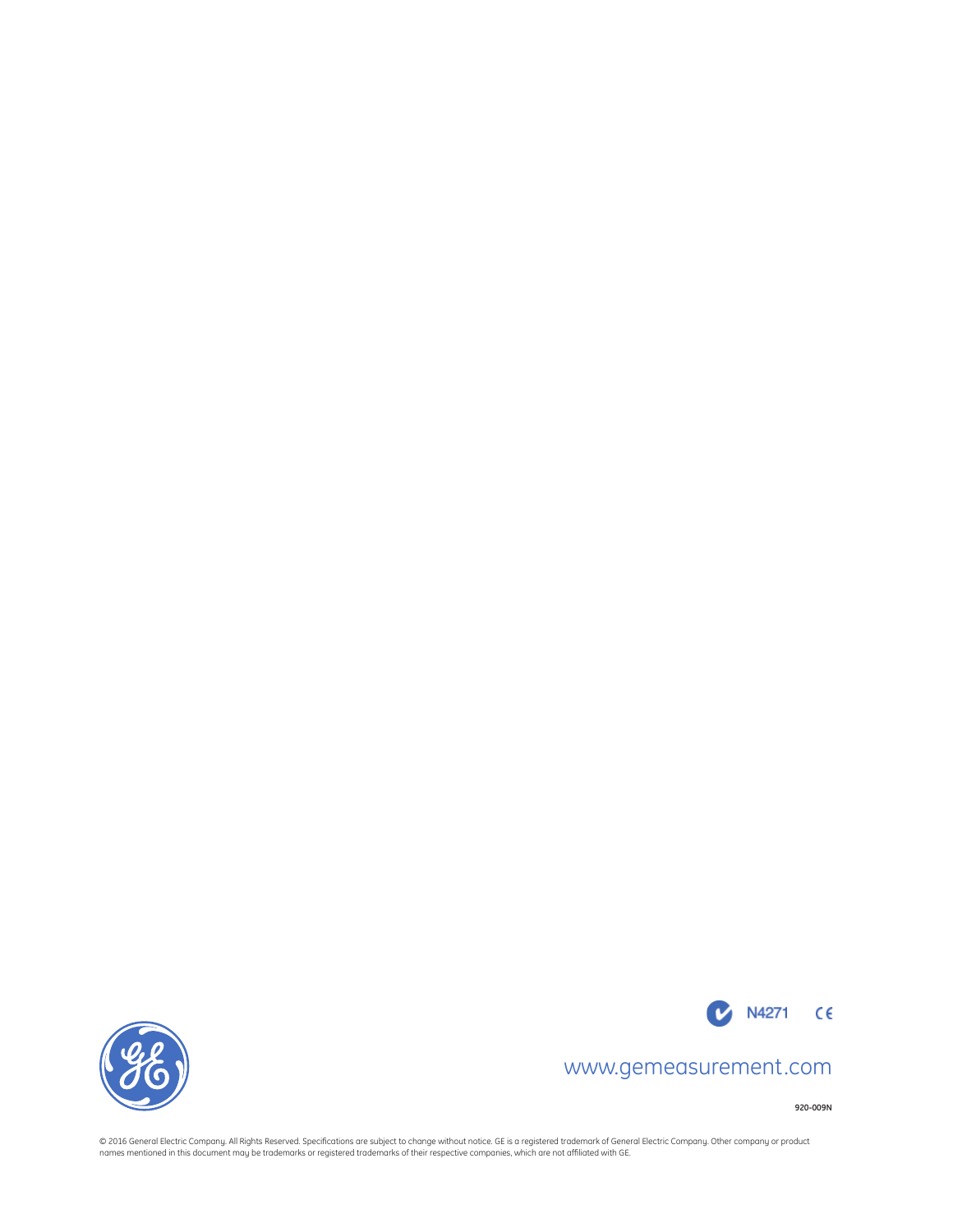N4271

www.gemeasurement.com

920-009N

© 2016 General Electric Company. All Rights Reserved. Specifications are subject to change without notice. GE is a registered trademark of General Electric Company. Other company or product names mentioned in this document may be trademarks or registered trademarks of their respective companies, which are not affiliated with GE.